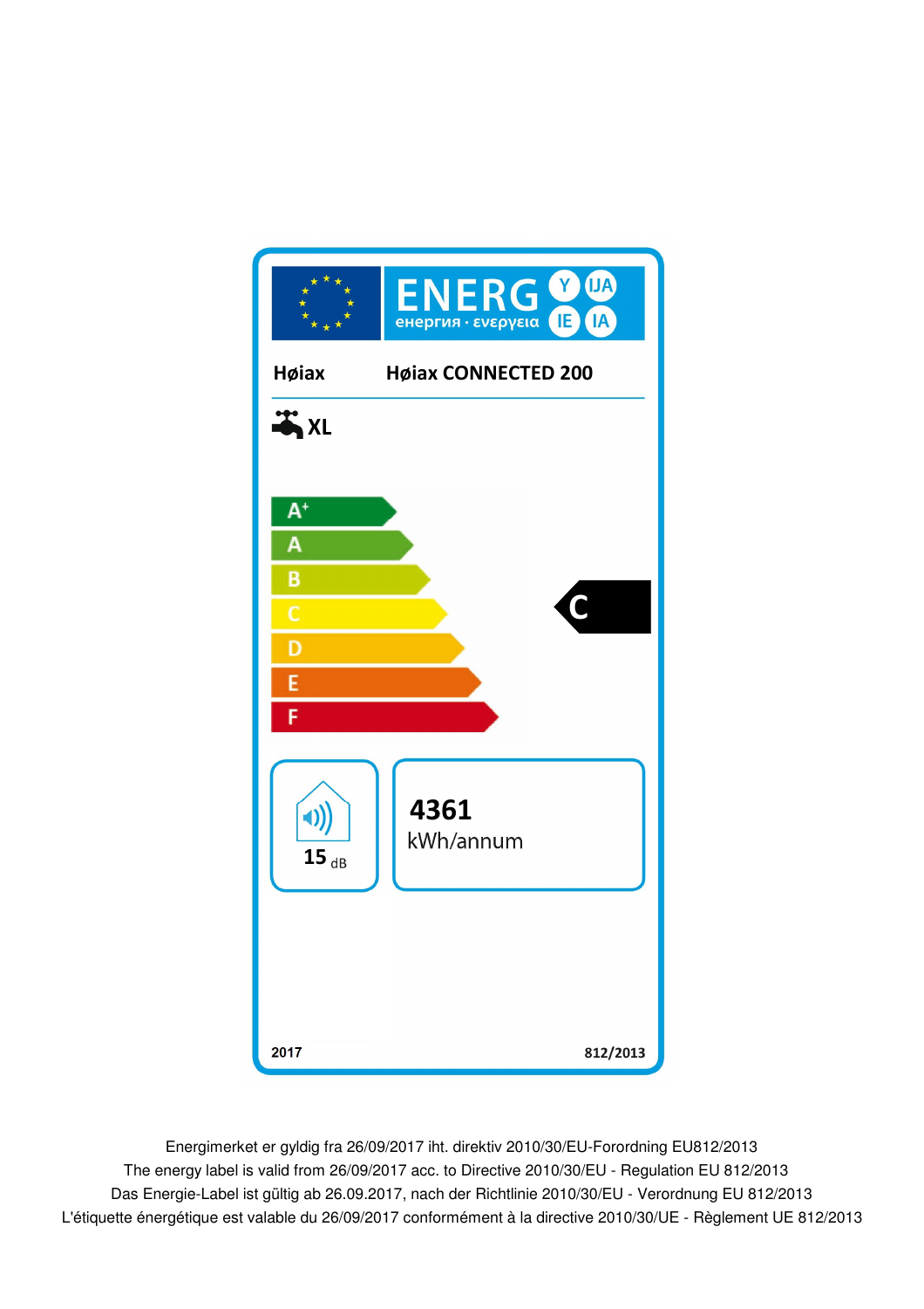ENERG Y IJA IE IA
енергия · ενεργεια

**Høiax** **Høiax CONNECTED 200**

**XL**

- A+
- A
- B
- C
- D
- E
- F

**C**

**15** dB

**4361**
kWh/annum

**2017** **812/2013**

Energimerket er gyldig fra 26/09/2017 iht. direktiv 2010/30/EU-Forordning EU812/2013
The energy label is valid from 26/09/2017 acc. to Directive 2010/30/EU - Regulation EU 812/2013
Das Energie-Label ist gültig ab 26.09.2017, nach der Richtlinie 2010/30/EU - Verordnung EU 812/2013
L'étiquette énergétique est valable du 26/09/2017 conformément à la directive 2010/30/UE - Règlement UE 812/2013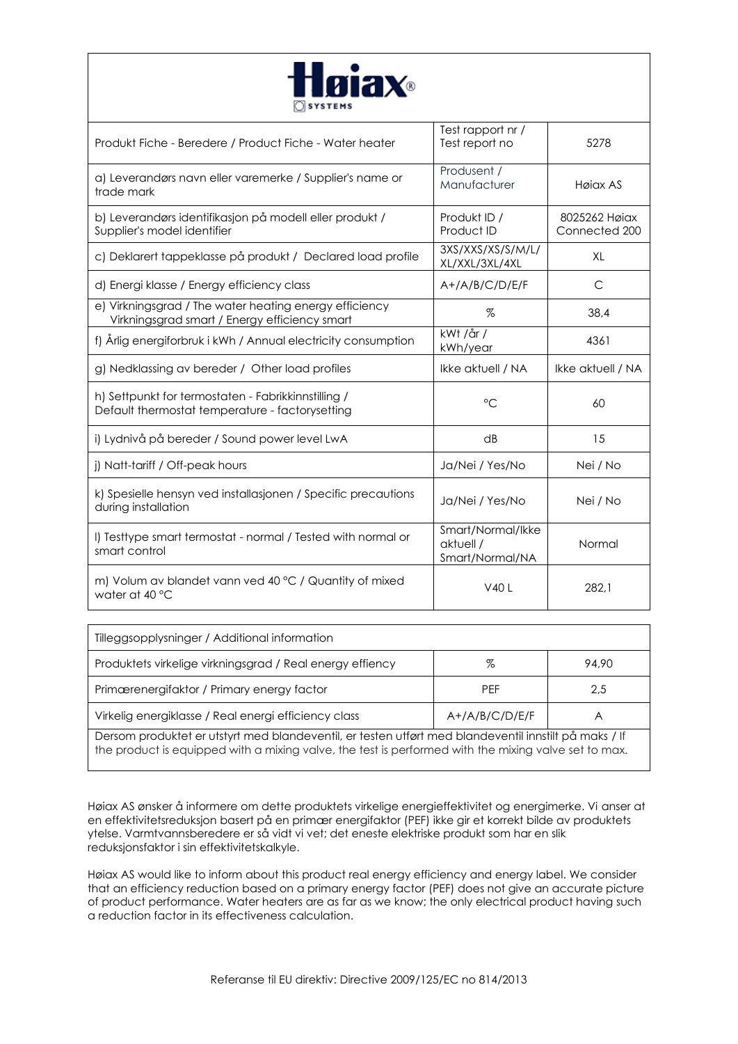Høiax® SYSTEMS

| | | |
|---|---|---|
| Produkt Fiche - Beredere / Product Fiche - Water heater | Test rapport nr / Test report no | 5278 |
| a) Leverandørs navn eller varemerke / Supplier's name or trade mark | Produsent / Manufacturer | Høiax AS |
| b) Leverandørs identifikasjon på modell eller produkt / Supplier's model identifier | Produkt ID / Product ID | 8025262 Høiax Connected 200 |
| c) Deklarert tappeklasse på produkt / Declared load profile | 3XS/XXS/XS/S/M/L/ XL/XXL/3XL/4XL | XL |
| d) Energi klasse / Energy efficiency class | A+/A/B/C/D/E/F | C |
| e) Virkningsgrad / The water heating energy efficiency Virkningsgrad smart / Energy efficiency smart | % | 38,4 |
| f) Årlig energiforbruk i kWh / Annual electricity consumption | kWt /år / kWh/year | 4361 |
| g) Nedklassing av bereder / Other load profiles | Ikke aktuell / NA | Ikke aktuell / NA |
| h) Settpunkt for termostaten - Fabrikkinnstilling / Default thermostat temperature - factorysetting | °C | 60 |
| i) Lydnivå på bereder / Sound power level LwA | dB | 15 |
| j) Natt-tariff / Off-peak hours | Ja/Nei / Yes/No | Nei / No |
| k) Spesielle hensyn ved installasjonen / Specific precautions during installation | Ja/Nei / Yes/No | Nei / No |
| l) Testtype smart termostat - normal / Tested with normal or smart control | Smart/Normal/Ikke aktuell / Smart/Normal/NA | Normal |
| m) Volum av blandet vann ved 40 °C / Quantity of mixed water at 40 °C | V40 L | 282,1 |

| Tilleggsopplysninger / Additional information | | |
|---|---|---|
| Produktets virkelige virkningsgrad / Real energy effiency | % | 94,90 |
| Primærenergifaktor / Primary energy factor | PEF | 2,5 |
| Virkelig energiklasse / Real energi efficiency class | A+/A/B/C/D/E/F | A |
| Dersom produktet er utstyrt med blandeventil, er testen utført med blandeventil innstilt på maks / If the product is equipped with a mixing valve, the test is performed with the mixing valve set to max. | | |

Høiax AS ønsker å informere om dette produktets virkelige energieffektivitet og energimerke. Vi anser at en effektivitetsreduksjon basert på en primær energifaktor (PEF) ikke gir et korrekt bilde av produktets ytelse. Varmtvannsberedere er så vidt vi vet; det eneste elektriske produkt som har en slik reduksjonsfaktor i sin effektivitetskalkyle.

Høiax AS would like to inform about this product real energy efficiency and energy label. We consider that an efficiency reduction based on a primary energy factor (PEF) does not give an accurate picture of product performance. Water heaters are as far as we know; the only electrical product having such a reduction factor in its effectiveness calculation.

Referanse til EU direktiv: Directive 2009/125/EC no 814/2013